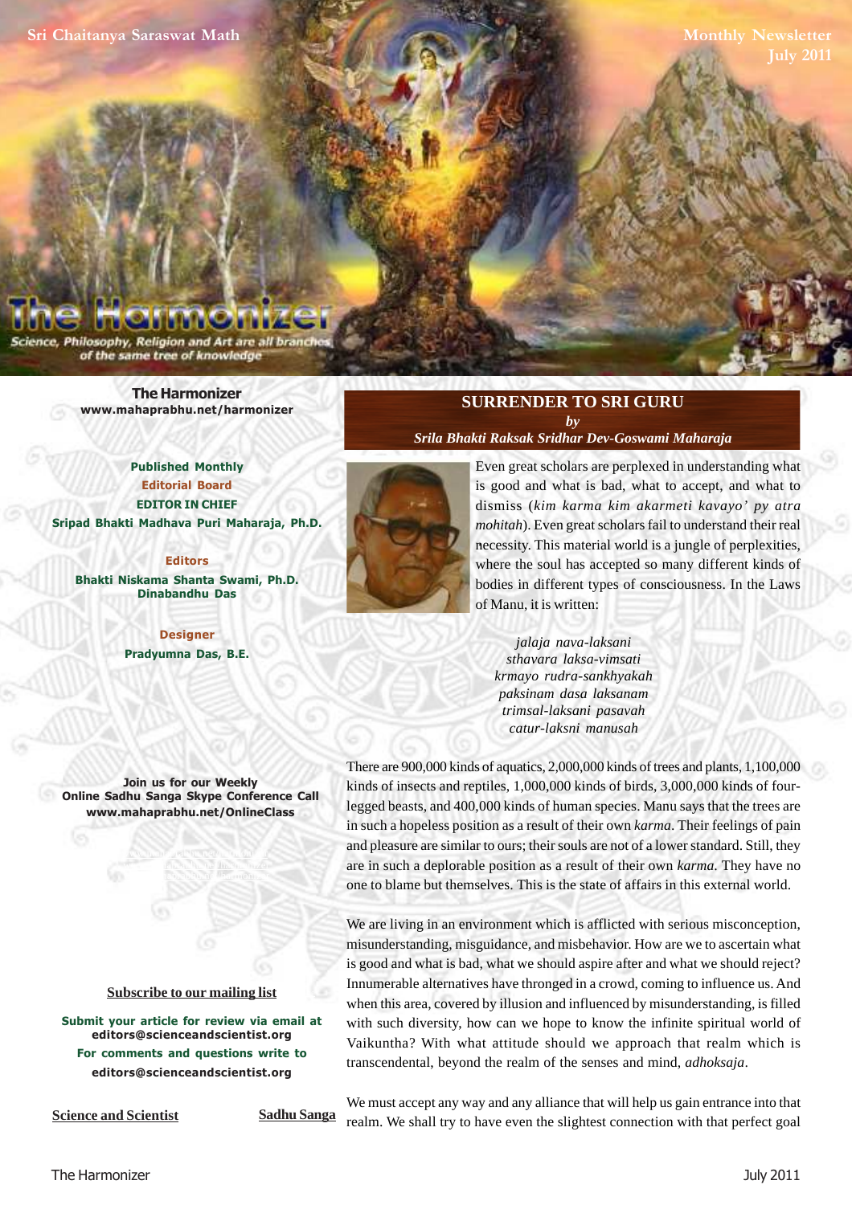Sri Chaitanya Saraswat Math

Monthly Newsletter
July 2011

# The Harmonizer

Science, Philosophy, Religion and Art are all branches of the same tree of knowledge

**The Harmonizer**
**www.mahaprabhu.net/harmonizer**

**Published Monthly**
**Editorial Board**
**EDITOR IN CHIEF**
**Sripad Bhakti Madhava Puri Maharaja, Ph.D.**

**Editors**
**Bhakti Niskama Shanta Swami, Ph.D.**
**Dinabandhu Das**

**Designer**
**Pradyumna Das, B.E.**

**Join us for our Weekly Online Sadhu Sanga Skype Conference Call**
**www.mahaprabhu.net/OnlineClass**

Subscribe to our mailing list

**Submit your article for review via email at editors@scienceandscientist.org**
**For comments and questions write to editors@scienceandscientist.org**

Science and Scientist

Sadhu Sanga

## SURRENDER TO SRI GURU

*by*

*Srila Bhakti Raksak Sridhar Dev-Goswami Maharaja*

Even great scholars are perplexed in understanding what is good and what is bad, what to accept, and what to dismiss (*kim karma kim akarmeti kavayo' py atra mohitah*). Even great scholars fail to understand their real necessity. This material world is a jungle of perplexities, where the soul has accepted so many different kinds of bodies in different types of consciousness. In the Laws of Manu, it is written:

*jalaja nava-laksani*
*sthavara laksa-vimsati*
*krmayo rudra-sankhyakah*
*paksinam dasa laksanam*
*trimsal-laksani pasavah*
*catur-laksni manusah*

There are 900,000 kinds of aquatics, 2,000,000 kinds of trees and plants, 1,100,000 kinds of insects and reptiles, 1,000,000 kinds of birds, 3,000,000 kinds of four-legged beasts, and 400,000 kinds of human species. Manu says that the trees are in such a hopeless position as a result of their own *karma*. Their feelings of pain and pleasure are similar to ours; their souls are not of a lower standard. Still, they are in such a deplorable position as a result of their own *karma*. They have no one to blame but themselves. This is the state of affairs in this external world.

We are living in an environment which is afflicted with serious misconception, misunderstanding, misguidance, and misbehavior. How are we to ascertain what is good and what is bad, what we should aspire after and what we should reject? Innumerable alternatives have thronged in a crowd, coming to influence us. And when this area, covered by illusion and influenced by misunderstanding, is filled with such diversity, how can we hope to know the infinite spiritual world of Vaikuntha? With what attitude should we approach that realm which is transcendental, beyond the realm of the senses and mind, *adhoksaja*.

We must accept any way and any alliance that will help us gain entrance into that realm. We shall try to have even the slightest connection with that perfect goal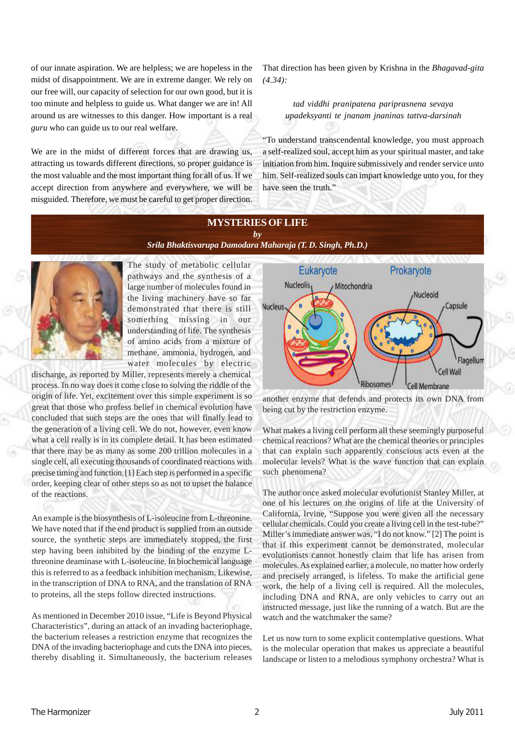of our innate aspiration. We are helpless; we are hopeless in the midst of disappointment. We are in extreme danger. We rely on our free will, our capacity of selection for our own good, but it is too minute and helpless to guide us. What danger we are in! All around us are witnesses to this danger. How important is a real *guru* who can guide us to our real welfare.

We are in the midst of different forces that are drawing us, attracting us towards different directions, so proper guidance is the most valuable and the most important thing for all of us. If we accept direction from anywhere and everywhere, we will be misguided. Therefore, we must be careful to get proper direction. That direction has been given by Krishna in the *Bhagavad-gita (4.34):*

*tad viddhi pranipatena pariprasnena sevaya*
*upadeksyanti te jnanam jnaninas tattva-darsinah*

"To understand transcendental knowledge, you must approach a self-realized soul, accept him as your spiritual master, and take initiation from him. Inquire submissively and render service unto him. Self-realized souls can impart knowledge unto you, for they have seen the truth."

## MYSTERIES OF LIFE

***by***

***Srila Bhaktisvarupa Damodara Maharaja (T. D. Singh, Ph.D.)***

The study of metabolic cellular pathways and the synthesis of a large number of molecules found in the living machinery have so far demonstrated that there is still something missing in our understanding of life. The synthesis of amino acids from a mixture of methane, ammonia, hydrogen, and water molecules by electric discharge, as reported by Miller, represents merely a chemical process. In no way does it come close to solving the riddle of the origin of life. Yet, excitement over this simple experiment is so great that those who profess belief in chemical evolution have concluded that such steps are the ones that will finally lead to the generation of a living cell. We do not, however, even know what a cell really is in its complete detail. It has been estimated that there may be as many as some 200 trillion molecules in a single cell, all executing thousands of coordinated reactions with precise timing and function.[1] Each step is performed in a specific order, keeping clear of other steps so as not to upset the balance of the reactions.

An example is the biosynthesis of L-isoleucine from L-threonine. We have noted that if the end product is supplied from an outside source, the synthetic steps are immediately stopped, the first step having been inhibited by the binding of the enzyme L-threonine deaminase with L-isoleucine. In biochemical language this is referred to as a feedback inhibition mechanism. Likewise, in the transcription of DNA to RNA, and the translation of RNA to proteins, all the steps follow directed instructions.

As mentioned in December 2010 issue, "Life is Beyond Physical Characteristics", during an attack of an invading bacteriophage, the bacterium releases a restriction enzyme that recognizes the DNA of the invading bacteriophage and cuts the DNA into pieces, thereby disabling it. Simultaneously, the bacterium releases another enzyme that defends and protects its own DNA from being cut by the restriction enzyme.

What makes a living cell perform all these seemingly purposeful chemical reactions? What are the chemical theories or principles that can explain such apparently conscious acts even at the molecular levels? What is the wave function that can explain such phenomena?

The author once asked molecular evolutionist Stanley Miller, at one of his lectures on the origins of life at the University of California, Irvine, "Suppose you were given all the necessary cellular chemicals. Could you create a living cell in the test-tube?" Miller's immediate answer was, "I do not know." [2] The point is that if this experiment cannot be demonstrated, molecular evolutionists cannot honestly claim that life has arisen from molecules. As explained earlier, a molecule, no matter how orderly and precisely arranged, is lifeless. To make the artificial gene work, the help of a living cell is required. All the molecules, including DNA and RNA, are only vehicles to carry out an instructed message, just like the running of a watch. But are the watch and the watchmaker the same?

Let us now turn to some explicit contemplative questions. What is the molecular operation that makes us appreciate a beautiful landscape or listen to a melodious symphony orchestra? What is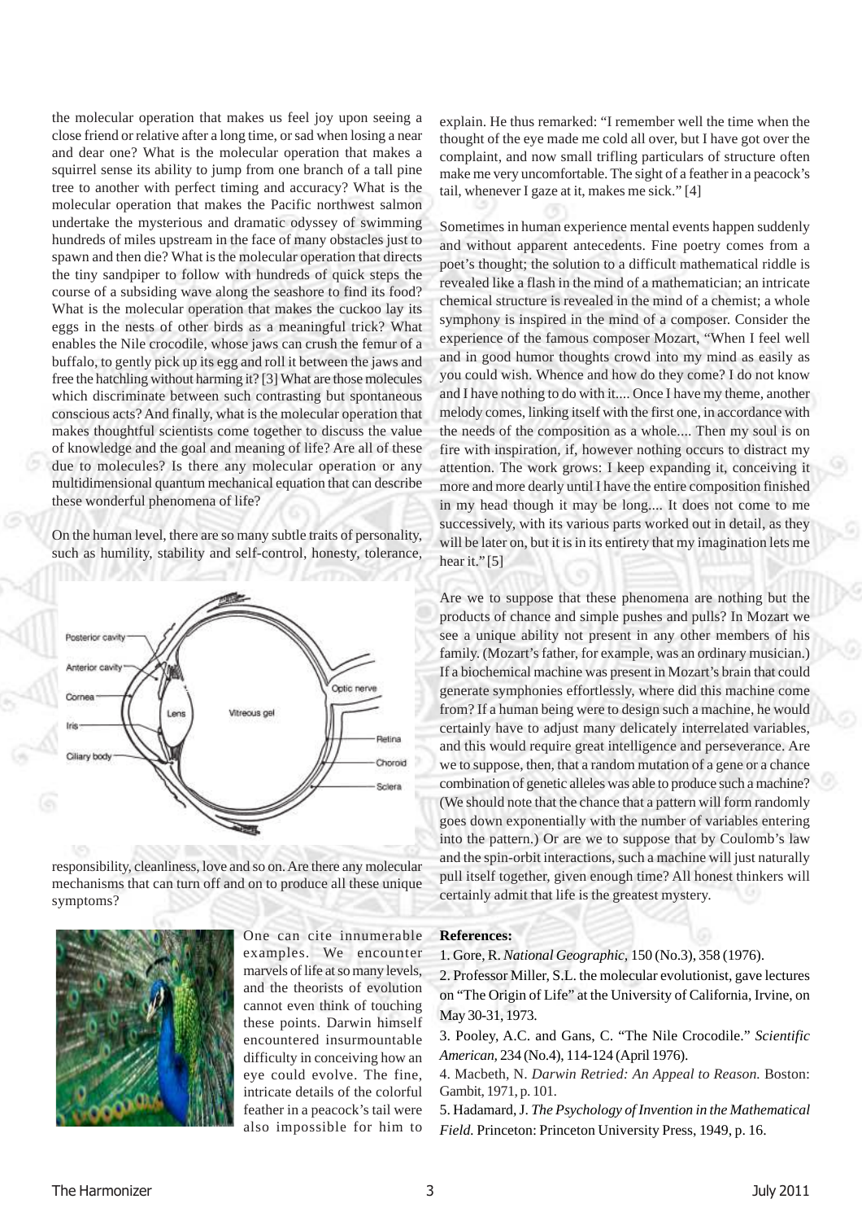the molecular operation that makes us feel joy upon seeing a close friend or relative after a long time, or sad when losing a near and dear one? What is the molecular operation that makes a squirrel sense its ability to jump from one branch of a tall pine tree to another with perfect timing and accuracy? What is the molecular operation that makes the Pacific northwest salmon undertake the mysterious and dramatic odyssey of swimming hundreds of miles upstream in the face of many obstacles just to spawn and then die? What is the molecular operation that directs the tiny sandpiper to follow with hundreds of quick steps the course of a subsiding wave along the seashore to find its food? What is the molecular operation that makes the cuckoo lay its eggs in the nests of other birds as a meaningful trick? What enables the Nile crocodile, whose jaws can crush the femur of a buffalo, to gently pick up its egg and roll it between the jaws and free the hatchling without harming it? [3] What are those molecules which discriminate between such contrasting but spontaneous conscious acts? And finally, what is the molecular operation that makes thoughtful scientists come together to discuss the value of knowledge and the goal and meaning of life? Are all of these due to molecules? Is there any molecular operation or any multidimensional quantum mechanical equation that can describe these wonderful phenomena of life?

On the human level, there are so many subtle traits of personality, such as humility, stability and self-control, honesty, tolerance, responsibility, cleanliness, love and so on. Are there any molecular mechanisms that can turn off and on to produce all these unique symptoms?

One can cite innumerable examples. We encounter marvels of life at so many levels, and the theorists of evolution cannot even think of touching these points. Darwin himself encountered insurmountable difficulty in conceiving how an eye could evolve. The fine, intricate details of the colorful feather in a peacock's tail were also impossible for him to explain. He thus remarked: "I remember well the time when the thought of the eye made me cold all over, but I have got over the complaint, and now small trifling particulars of structure often make me very uncomfortable. The sight of a feather in a peacock's tail, whenever I gaze at it, makes me sick." [4]

Sometimes in human experience mental events happen suddenly and without apparent antecedents. Fine poetry comes from a poet's thought; the solution to a difficult mathematical riddle is revealed like a flash in the mind of a mathematician; an intricate chemical structure is revealed in the mind of a chemist; a whole symphony is inspired in the mind of a composer. Consider the experience of the famous composer Mozart, "When I feel well and in good humor thoughts crowd into my mind as easily as you could wish. Whence and how do they come? I do not know and I have nothing to do with it.... Once I have my theme, another melody comes, linking itself with the first one, in accordance with the needs of the composition as a whole.... Then my soul is on fire with inspiration, if, however nothing occurs to distract my attention. The work grows: I keep expanding it, conceiving it more and more dearly until I have the entire composition finished in my head though it may be long.... It does not come to me successively, with its various parts worked out in detail, as they will be later on, but it is in its entirety that my imagination lets me hear it." [5]

Are we to suppose that these phenomena are nothing but the products of chance and simple pushes and pulls? In Mozart we see a unique ability not present in any other members of his family. (Mozart's father, for example, was an ordinary musician.) If a biochemical machine was present in Mozart's brain that could generate symphonies effortlessly, where did this machine come from? If a human being were to design such a machine, he would certainly have to adjust many delicately interrelated variables, and this would require great intelligence and perseverance. Are we to suppose, then, that a random mutation of a gene or a chance combination of genetic alleles was able to produce such a machine? (We should note that the chance that a pattern will form randomly goes down exponentially with the number of variables entering into the pattern.) Or are we to suppose that by Coulomb's law and the spin-orbit interactions, such a machine will just naturally pull itself together, given enough time? All honest thinkers will certainly admit that life is the greatest mystery.

**References:**

1. Gore, R. *National Geographic*, 150 (No.3), 358 (1976).

2. Professor Miller, S.L. the molecular evolutionist, gave lectures on "The Origin of Life" at the University of California, Irvine, on May 30-31, 1973.

3. Pooley, A.C. and Gans, C. "The Nile Crocodile." *Scientific American*, 234 (No.4), 114-124 (April 1976).

4. Macbeth, N. *Darwin Retried: An Appeal to Reason.* Boston: Gambit, 1971, p. 101.

5. Hadamard, J. *The Psychology of Invention in the Mathematical Field.* Princeton: Princeton University Press, 1949, p. 16.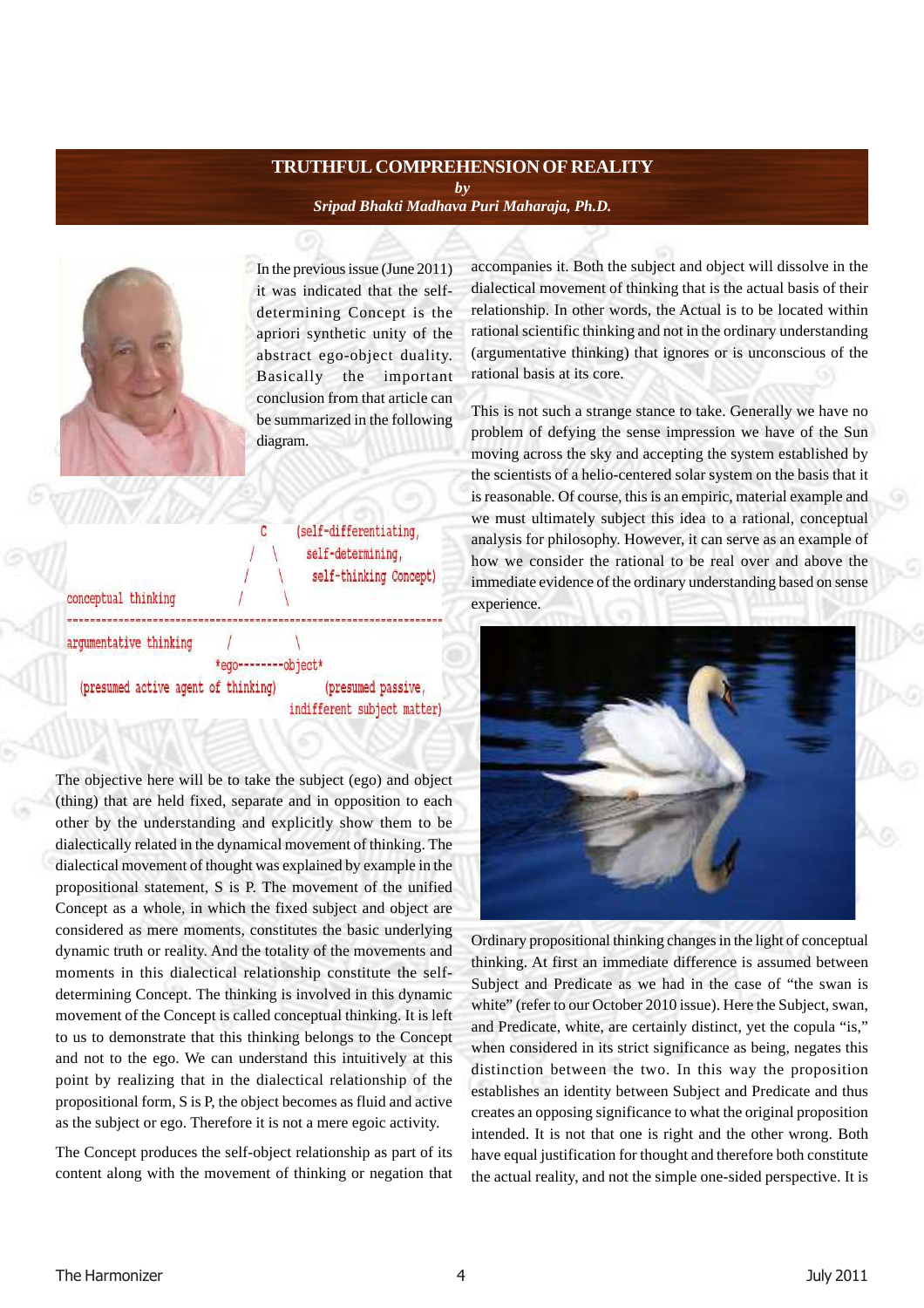# TRUTHFUL COMPREHENSION OF REALITY

*by*

*Sripad Bhakti Madhava Puri Maharaja, Ph.D.*

In the previous issue (June 2011) it was indicated that the self-determining Concept is the apriori synthetic unity of the abstract ego-object duality. Basically the important conclusion from that article can be summarized in the following diagram.

```
                              C      (self-differentiating,
                             / \       self-determining,
                            /   \        self-thinking Concept)
conceptual thinking        /     \
-----------------------------------------------------------------
argumentative thinking    /       \
                    *ego--------object*
  (presumed active agent of thinking)     (presumed passive,
                                    indifferent subject matter)
```

The objective here will be to take the subject (ego) and object (thing) that are held fixed, separate and in opposition to each other by the understanding and explicitly show them to be dialectically related in the dynamical movement of thinking. The dialectical movement of thought was explained by example in the propositional statement, S is P. The movement of the unified Concept as a whole, in which the fixed subject and object are considered as mere moments, constitutes the basic underlying dynamic truth or reality. And the totality of the movements and moments in this dialectical relationship constitute the self-determining Concept. The thinking is involved in this dynamic movement of the Concept is called conceptual thinking. It is left to us to demonstrate that this thinking belongs to the Concept and not to the ego. We can understand this intuitively at this point by realizing that in the dialectical relationship of the propositional form, S is P, the object becomes as fluid and active as the subject or ego. Therefore it is not a mere egoic activity.

The Concept produces the self-object relationship as part of its content along with the movement of thinking or negation that accompanies it. Both the subject and object will dissolve in the dialectical movement of thinking that is the actual basis of their relationship. In other words, the Actual is to be located within rational scientific thinking and not in the ordinary understanding (argumentative thinking) that ignores or is unconscious of the rational basis at its core.

This is not such a strange stance to take. Generally we have no problem of defying the sense impression we have of the Sun moving across the sky and accepting the system established by the scientists of a helio-centered solar system on the basis that it is reasonable. Of course, this is an empiric, material example and we must ultimately subject this idea to a rational, conceptual analysis for philosophy. However, it can serve as an example of how we consider the rational to be real over and above the immediate evidence of the ordinary understanding based on sense experience.

Ordinary propositional thinking changes in the light of conceptual thinking. At first an immediate difference is assumed between Subject and Predicate as we had in the case of "the swan is white" (refer to our October 2010 issue). Here the Subject, swan, and Predicate, white, are certainly distinct, yet the copula "is," when considered in its strict significance as being, negates this distinction between the two. In this way the proposition establishes an identity between Subject and Predicate and thus creates an opposing significance to what the original proposition intended. It is not that one is right and the other wrong. Both have equal justification for thought and therefore both constitute the actual reality, and not the simple one-sided perspective. It is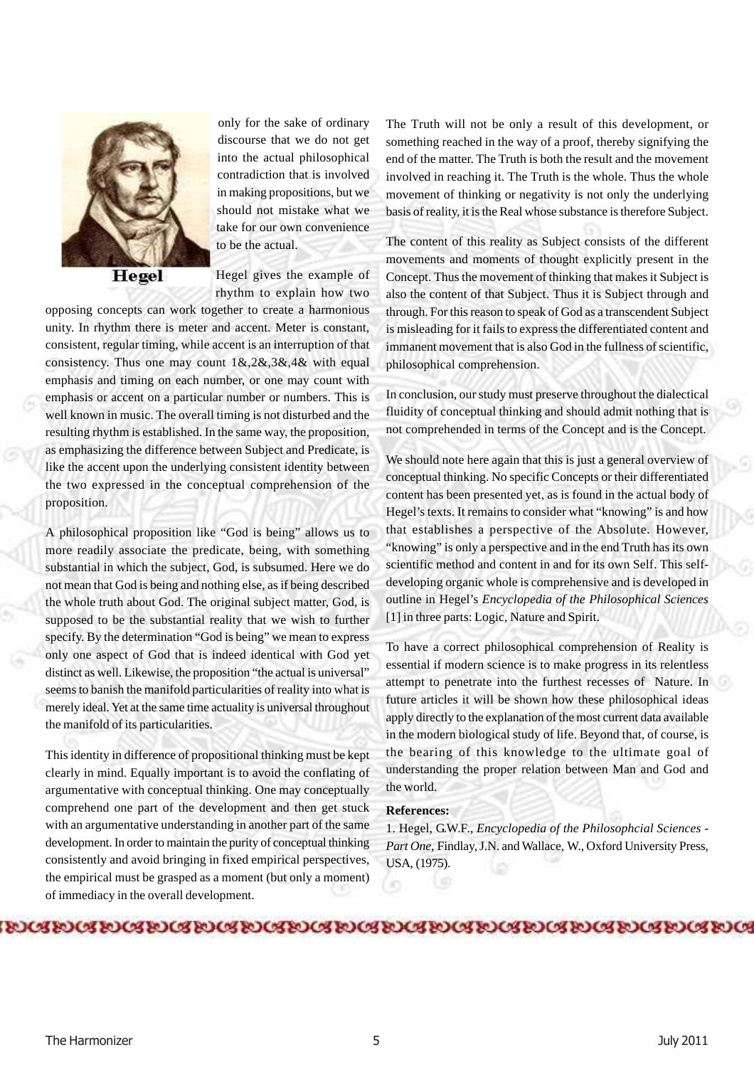only for the sake of ordinary discourse that we do not get into the actual philosophical contradiction that is involved in making propositions, but we should not mistake what we take for our own convenience to be the actual.

Hegel

Hegel gives the example of rhythm to explain how two opposing concepts can work together to create a harmonious unity. In rhythm there is meter and accent. Meter is constant, consistent, regular timing, while accent is an interruption of that consistency. Thus one may count 1&,2&,3&,4& with equal emphasis and timing on each number, or one may count with emphasis or accent on a particular number or numbers. This is well known in music. The overall timing is not disturbed and the resulting rhythm is established. In the same way, the proposition, as emphasizing the difference between Subject and Predicate, is like the accent upon the underlying consistent identity between the two expressed in the conceptual comprehension of the proposition.

A philosophical proposition like "God is being" allows us to more readily associate the predicate, being, with something substantial in which the subject, God, is subsumed. Here we do not mean that God is being and nothing else, as if being described the whole truth about God. The original subject matter, God, is supposed to be the substantial reality that we wish to further specify. By the determination "God is being" we mean to express only one aspect of God that is indeed identical with God yet distinct as well. Likewise, the proposition "the actual is universal" seems to banish the manifold particularities of reality into what is merely ideal. Yet at the same time actuality is universal throughout the manifold of its particularities.

This identity in difference of propositional thinking must be kept clearly in mind. Equally important is to avoid the conflating of argumentative with conceptual thinking. One may conceptually comprehend one part of the development and then get stuck with an argumentative understanding in another part of the same development. In order to maintain the purity of conceptual thinking consistently and avoid bringing in fixed empirical perspectives, the empirical must be grasped as a moment (but only a moment) of immediacy in the overall development.

The Truth will not be only a result of this development, or something reached in the way of a proof, thereby signifying the end of the matter. The Truth is both the result and the movement involved in reaching it. The Truth is the whole. Thus the whole movement of thinking or negativity is not only the underlying basis of reality, it is the Real whose substance is therefore Subject.

The content of this reality as Subject consists of the different movements and moments of thought explicitly present in the Concept. Thus the movement of thinking that makes it Subject is also the content of that Subject. Thus it is Subject through and through. For this reason to speak of God as a transcendent Subject is misleading for it fails to express the differentiated content and immanent movement that is also God in the fullness of scientific, philosophical comprehension.

In conclusion, our study must preserve throughout the dialectical fluidity of conceptual thinking and should admit nothing that is not comprehended in terms of the Concept and is the Concept.

We should note here again that this is just a general overview of conceptual thinking. No specific Concepts or their differentiated content has been presented yet, as is found in the actual body of Hegel's texts. It remains to consider what "knowing" is and how that establishes a perspective of the Absolute. However, "knowing" is only a perspective and in the end Truth has its own scientific method and content in and for its own Self. This self-developing organic whole is comprehensive and is developed in outline in Hegel's *Encyclopedia of the Philosophical Sciences* [1] in three parts: Logic, Nature and Spirit.

To have a correct philosophical comprehension of Reality is essential if modern science is to make progress in its relentless attempt to penetrate into the furthest recesses of Nature. In future articles it will be shown how these philosophical ideas apply directly to the explanation of the most current data available in the modern biological study of life. Beyond that, of course, is the bearing of this knowledge to the ultimate goal of understanding the proper relation between Man and God and the world.

**References:**

1. Hegel, G.W.F., *Encyclopedia of the Philosophcial Sciences - Part One*, Findlay, J.N. and Wallace, W., Oxford University Press, USA, (1975).